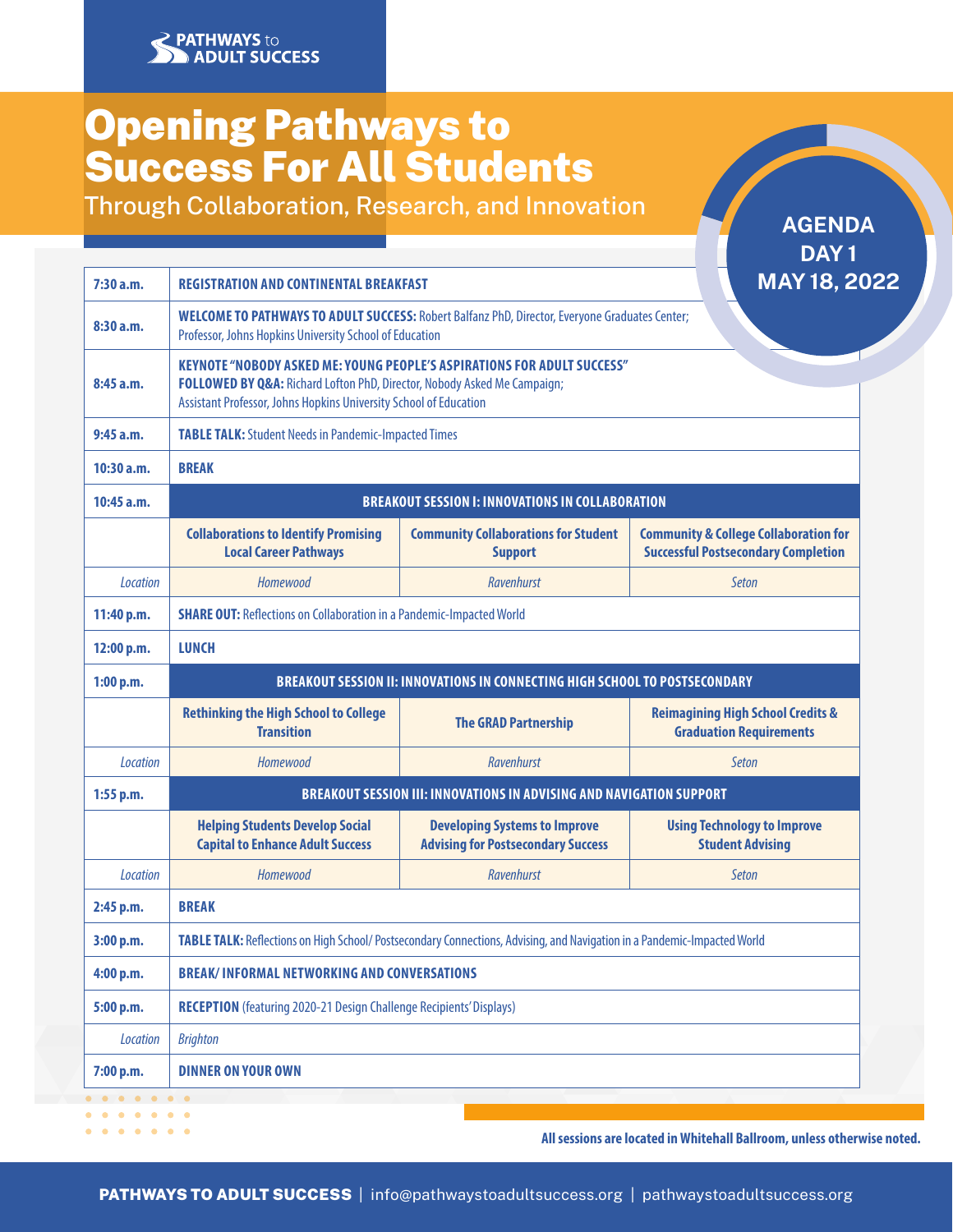PATHWAYS to ADULT SUCCESS

# Opening Pathways to Success For All Students

## Through Collaboration, Research, and Innovation

**AGENDA**
**DAY 1**
**MAY 18, 2022**

| | | | |
|---|---|---|---|
| 7:30 a.m. | **REGISTRATION AND CONTINENTAL BREAKFAST** | | |
| 8:30 a.m. | **WELCOME TO PATHWAYS TO ADULT SUCCESS:** Robert Balfanz PhD, Director, Everyone Graduates Center; Professor, Johns Hopkins University School of Education | | |
| 8:45 a.m. | **KEYNOTE "NOBODY ASKED ME: YOUNG PEOPLE'S ASPIRATIONS FOR ADULT SUCCESS" FOLLOWED BY Q&A:** Richard Lofton PhD, Director, Nobody Asked Me Campaign; Assistant Professor, Johns Hopkins University School of Education | | |
| 9:45 a.m. | **TABLE TALK:** Student Needs in Pandemic-Impacted Times | | |
| 10:30 a.m. | **BREAK** | | |
| 10:45 a.m. | **BREAKOUT SESSION I: INNOVATIONS IN COLLABORATION** | | |
| | **Collaborations to Identify Promising Local Career Pathways** | **Community Collaborations for Student Support** | **Community & College Collaboration for Successful Postsecondary Completion** |
| *Location* | *Homewood* | *Ravenhurst* | *Seton* |
| 11:40 p.m. | **SHARE OUT:** Reflections on Collaboration in a Pandemic-Impacted World | | |
| 12:00 p.m. | **LUNCH** | | |
| 1:00 p.m. | **BREAKOUT SESSION II: INNOVATIONS IN CONNECTING HIGH SCHOOL TO POSTSECONDARY** | | |
| | **Rethinking the High School to College Transition** | **The GRAD Partnership** | **Reimagining High School Credits & Graduation Requirements** |
| *Location* | *Homewood* | *Ravenhurst* | *Seton* |
| 1:55 p.m. | **BREAKOUT SESSION III: INNOVATIONS IN ADVISING AND NAVIGATION SUPPORT** | | |
| | **Helping Students Develop Social Capital to Enhance Adult Success** | **Developing Systems to Improve Advising for Postsecondary Success** | **Using Technology to Improve Student Advising** |
| *Location* | *Homewood* | *Ravenhurst* | *Seton* |
| 2:45 p.m. | **BREAK** | | |
| 3:00 p.m. | **TABLE TALK:** Reflections on High School/ Postsecondary Connections, Advising, and Navigation in a Pandemic-Impacted World | | |
| 4:00 p.m. | **BREAK/ INFORMAL NETWORKING AND CONVERSATIONS** | | |
| 5:00 p.m. | **RECEPTION** (featuring 2020-21 Design Challenge Recipients' Displays) | | |
| *Location* | *Brighton* | | |
| 7:00 p.m. | **DINNER ON YOUR OWN** | | |

**All sessions are located in Whitehall Ballroom, unless otherwise noted.**

**PATHWAYS TO ADULT SUCCESS** | info@pathwaystoadultsuccess.org | pathwaystoadultsuccess.org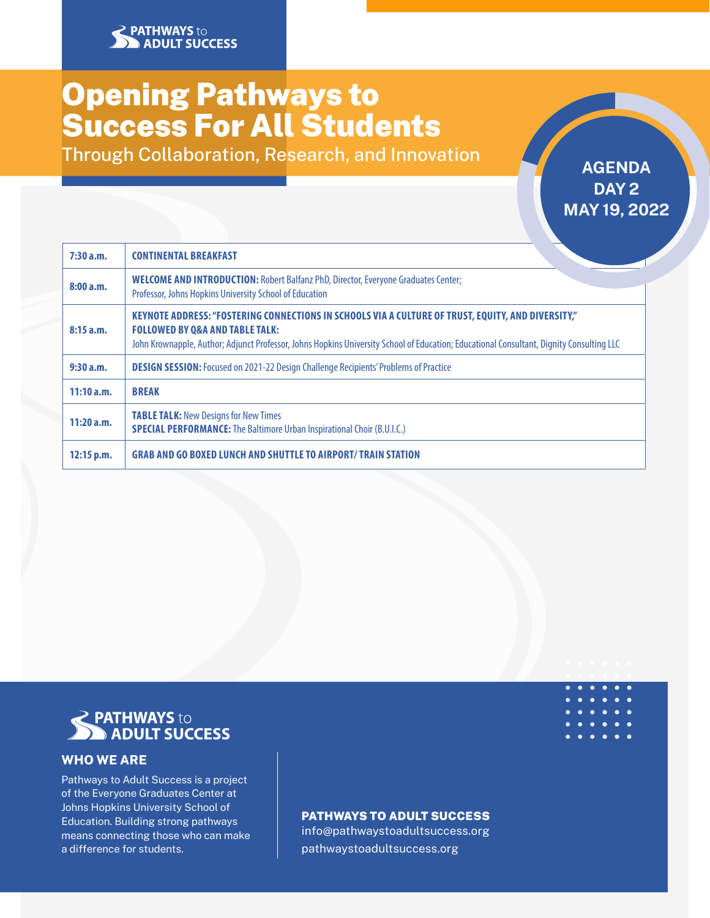PATHWAYS to ADULT SUCCESS

# Opening Pathways to Success For All Students

Through Collaboration, Research, and Innovation

**AGENDA DAY 2 MAY 19, 2022**

| Time | Session |
|---|---|
| 7:30 a.m. | **CONTINENTAL BREAKFAST** |
| 8:00 a.m. | **WELCOME AND INTRODUCTION:** Robert Balfanz PhD, Director, Everyone Graduates Center; Professor, Johns Hopkins University School of Education |
| 8:15 a.m. | **KEYNOTE ADDRESS: "FOSTERING CONNECTIONS IN SCHOOLS VIA A CULTURE OF TRUST, EQUITY, AND DIVERSITY," FOLLOWED BY Q&A AND TABLE TALK:** John Krownapple, Author; Adjunct Professor, Johns Hopkins University School of Education; Educational Consultant, Dignity Consulting LLC |
| 9:30 a.m. | **DESIGN SESSION:** Focused on 2021-22 Design Challenge Recipients' Problems of Practice |
| 11:10 a.m. | **BREAK** |
| 11:20 a.m. | **TABLE TALK:** New Designs for New Times<br>**SPECIAL PERFORMANCE:** The Baltimore Urban Inspirational Choir (B.U.I.C.) |
| 12:15 p.m. | **GRAB AND GO BOXED LUNCH AND SHUTTLE TO AIRPORT/ TRAIN STATION** |

PATHWAYS to ADULT SUCCESS

## WHO WE ARE

Pathways to Adult Success is a project of the Everyone Graduates Center at Johns Hopkins University School of Education. Building strong pathways means connecting those who can make a difference for students.

**PATHWAYS TO ADULT SUCCESS**
info@pathwaystoadultsuccess.org
pathwaystoadultsuccess.org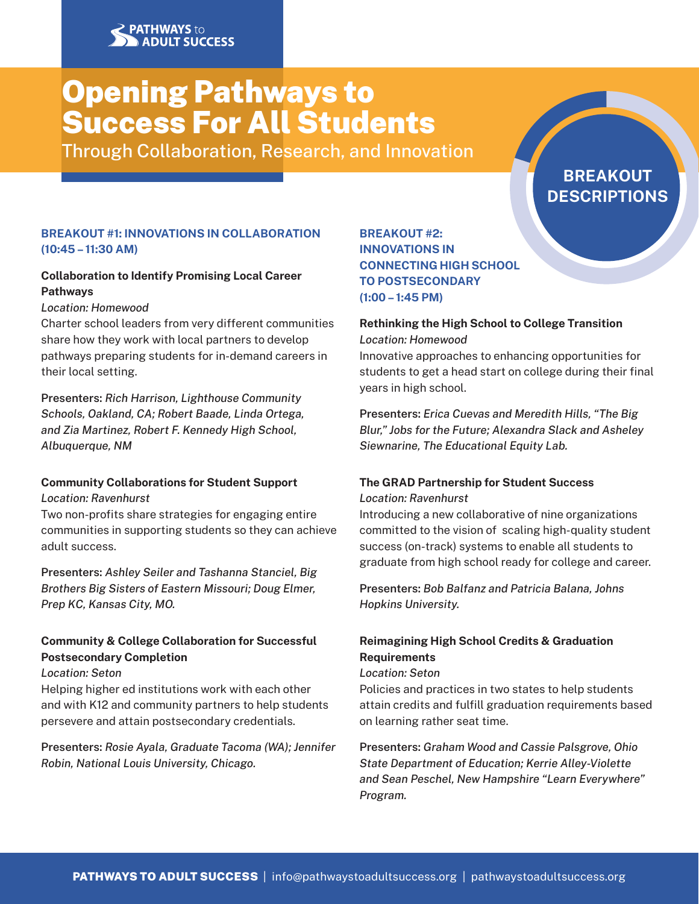# Opening Pathways to Success For All Students

Through Collaboration, Research, and Innovation

## BREAKOUT DESCRIPTIONS

### BREAKOUT #1: INNOVATIONS IN COLLABORATION (10:45 – 11:30 AM)

**Collaboration to Identify Promising Local Career Pathways**

*Location: Homewood*

Charter school leaders from very different communities share how they work with local partners to develop pathways preparing students for in-demand careers in their local setting.

**Presenters:** *Rich Harrison, Lighthouse Community Schools, Oakland, CA; Robert Baade, Linda Ortega, and Zia Martinez, Robert F. Kennedy High School, Albuquerque, NM*

**Community Collaborations for Student Support**

*Location: Ravenhurst*

Two non-profits share strategies for engaging entire communities in supporting students so they can achieve adult success.

**Presenters:** *Ashley Seiler and Tashanna Stanciel, Big Brothers Big Sisters of Eastern Missouri; Doug Elmer, Prep KC, Kansas City, MO.*

**Community & College Collaboration for Successful Postsecondary Completion**

*Location: Seton*

Helping higher ed institutions work with each other and with K12 and community partners to help students persevere and attain postsecondary credentials.

**Presenters:** *Rosie Ayala, Graduate Tacoma (WA); Jennifer Robin, National Louis University, Chicago.*

### BREAKOUT #2: INNOVATIONS IN CONNECTING HIGH SCHOOL TO POSTSECONDARY (1:00 – 1:45 PM)

**Rethinking the High School to College Transition**

*Location: Homewood*

Innovative approaches to enhancing opportunities for students to get a head start on college during their final years in high school.

**Presenters:** *Erica Cuevas and Meredith Hills, "The Big Blur," Jobs for the Future; Alexandra Slack and Asheley Siewnarine, The Educational Equity Lab.*

**The GRAD Partnership for Student Success**

*Location: Ravenhurst*

Introducing a new collaborative of nine organizations committed to the vision of scaling high-quality student success (on-track) systems to enable all students to graduate from high school ready for college and career.

**Presenters:** *Bob Balfanz and Patricia Balana, Johns Hopkins University.*

**Reimagining High School Credits & Graduation Requirements**

*Location: Seton*

Policies and practices in two states to help students attain credits and fulfill graduation requirements based on learning rather seat time.

**Presenters:** *Graham Wood and Cassie Palsgrove, Ohio State Department of Education; Kerrie Alley-Violette and Sean Peschel, New Hampshire "Learn Everywhere" Program.*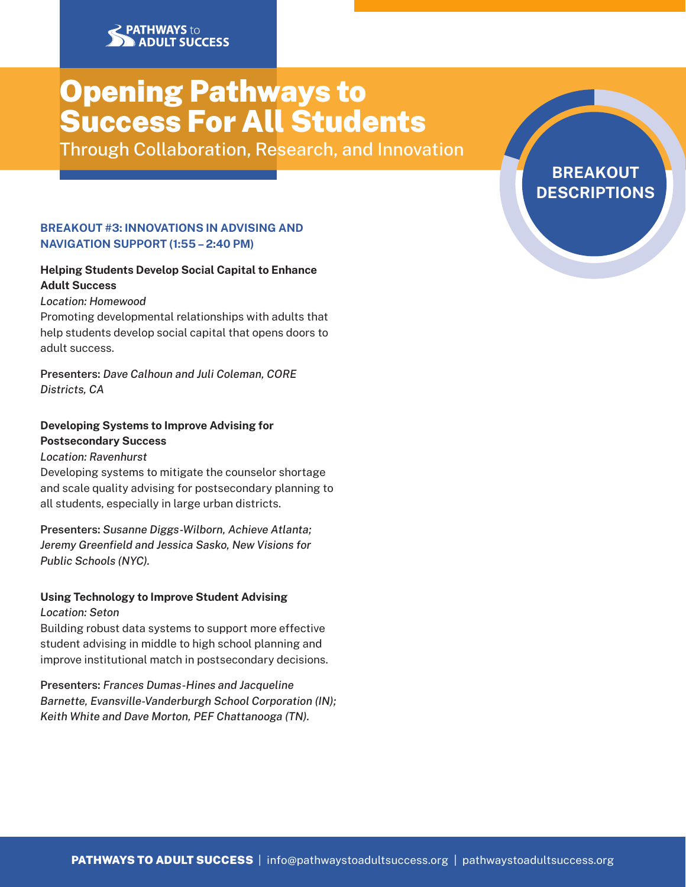PATHWAYS to ADULT SUCCESS

# Opening Pathways to Success For All Students

Through Collaboration, Research, and Innovation

**BREAKOUT DESCRIPTIONS**

## BREAKOUT #3: INNOVATIONS IN ADVISING AND NAVIGATION SUPPORT (1:55 – 2:40 PM)

### Helping Students Develop Social Capital to Enhance Adult Success

*Location: Homewood*

Promoting developmental relationships with adults that help students develop social capital that opens doors to adult success.

**Presenters:** *Dave Calhoun and Juli Coleman, CORE Districts, CA*

### Developing Systems to Improve Advising for Postsecondary Success

*Location: Ravenhurst*

Developing systems to mitigate the counselor shortage and scale quality advising for postsecondary planning to all students, especially in large urban districts.

**Presenters:** *Susanne Diggs-Wilborn, Achieve Atlanta; Jeremy Greenfield and Jessica Sasko, New Visions for Public Schools (NYC).*

### Using Technology to Improve Student Advising

*Location: Seton*

Building robust data systems to support more effective student advising in middle to high school planning and improve institutional match in postsecondary decisions.

**Presenters:** *Frances Dumas-Hines and Jacqueline Barnette, Evansville-Vanderburgh School Corporation (IN); Keith White and Dave Morton, PEF Chattanooga (TN).*

**PATHWAYS TO ADULT SUCCESS** | info@pathwaystoadultsuccess.org | pathwaystoadultsuccess.org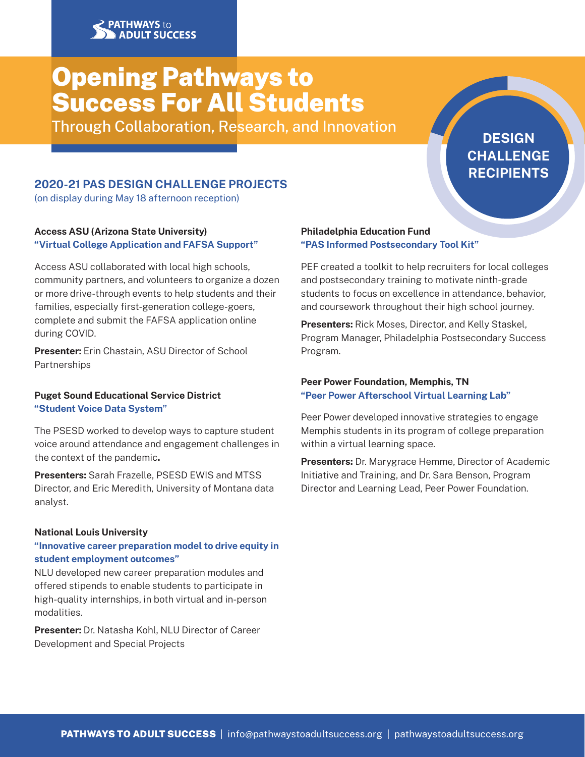PATHWAYS to ADULT SUCCESS

# Opening Pathways to Success For All Students

Through Collaboration, Research, and Innovation

**DESIGN CHALLENGE RECIPIENTS**

## 2020-21 PAS DESIGN CHALLENGE PROJECTS

(on display during May 18 afternoon reception)

**Access ASU (Arizona State University)**
**"Virtual College Application and FAFSA Support"**

Access ASU collaborated with local high schools, community partners, and volunteers to organize a dozen or more drive-through events to help students and their families, especially first-generation college-goers, complete and submit the FAFSA application online during COVID.

**Presenter:** Erin Chastain, ASU Director of School Partnerships

**Puget Sound Educational Service District**
**"Student Voice Data System"**

The PSESD worked to develop ways to capture student voice around attendance and engagement challenges in the context of the pandemic**.**

**Presenters:** Sarah Frazelle, PSESD EWIS and MTSS Director, and Eric Meredith, University of Montana data analyst.

**National Louis University**
**"Innovative career preparation model to drive equity in student employment outcomes"**

NLU developed new career preparation modules and offered stipends to enable students to participate in high-quality internships, in both virtual and in-person modalities.

**Presenter:** Dr. Natasha Kohl, NLU Director of Career Development and Special Projects

**Philadelphia Education Fund**
**"PAS Informed Postsecondary Tool Kit"**

PEF created a toolkit to help recruiters for local colleges and postsecondary training to motivate ninth-grade students to focus on excellence in attendance, behavior, and coursework throughout their high school journey.

**Presenters:** Rick Moses, Director, and Kelly Staskel, Program Manager, Philadelphia Postsecondary Success Program.

**Peer Power Foundation, Memphis, TN**
**"Peer Power Afterschool Virtual Learning Lab"**

Peer Power developed innovative strategies to engage Memphis students in its program of college preparation within a virtual learning space.

**Presenters:** Dr. Marygrace Hemme, Director of Academic Initiative and Training, and Dr. Sara Benson, Program Director and Learning Lead, Peer Power Foundation.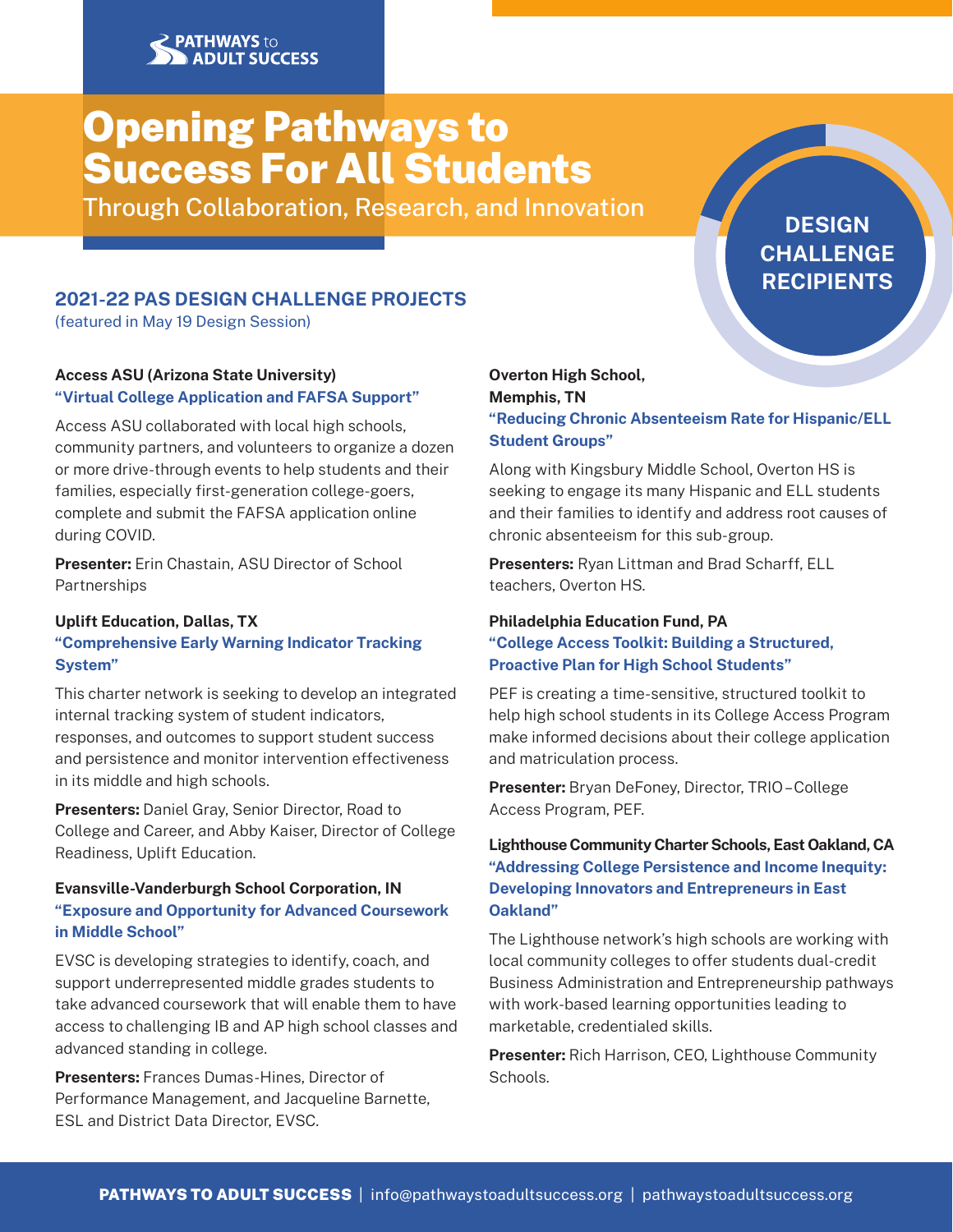PATHWAYS to ADULT SUCCESS

# Opening Pathways to Success For All Students

Through Collaboration, Research, and Innovation

**DESIGN CHALLENGE RECIPIENTS**

## 2021-22 PAS DESIGN CHALLENGE PROJECTS

(featured in May 19 Design Session)

### Access ASU (Arizona State University)

**"Virtual College Application and FAFSA Support"**

Access ASU collaborated with local high schools, community partners, and volunteers to organize a dozen or more drive-through events to help students and their families, especially first-generation college-goers, complete and submit the FAFSA application online during COVID.

**Presenter:** Erin Chastain, ASU Director of School Partnerships

### Uplift Education, Dallas, TX

**"Comprehensive Early Warning Indicator Tracking System"**

This charter network is seeking to develop an integrated internal tracking system of student indicators, responses, and outcomes to support student success and persistence and monitor intervention effectiveness in its middle and high schools.

**Presenters:** Daniel Gray, Senior Director, Road to College and Career, and Abby Kaiser, Director of College Readiness, Uplift Education.

### Evansville-Vanderburgh School Corporation, IN

**"Exposure and Opportunity for Advanced Coursework in Middle School"**

EVSC is developing strategies to identify, coach, and support underrepresented middle grades students to take advanced coursework that will enable them to have access to challenging IB and AP high school classes and advanced standing in college.

**Presenters:** Frances Dumas-Hines, Director of Performance Management, and Jacqueline Barnette, ESL and District Data Director, EVSC.

### Overton High School, Memphis, TN

**"Reducing Chronic Absenteeism Rate for Hispanic/ELL Student Groups"**

Along with Kingsbury Middle School, Overton HS is seeking to engage its many Hispanic and ELL students and their families to identify and address root causes of chronic absenteeism for this sub-group.

**Presenters:** Ryan Littman and Brad Scharff, ELL teachers, Overton HS.

### Philadelphia Education Fund, PA

**"College Access Toolkit: Building a Structured, Proactive Plan for High School Students"**

PEF is creating a time-sensitive, structured toolkit to help high school students in its College Access Program make informed decisions about their college application and matriculation process.

**Presenter:** Bryan DeFoney, Director, TRIO–College Access Program, PEF.

### Lighthouse Community Charter Schools, East Oakland, CA

**"Addressing College Persistence and Income Inequity: Developing Innovators and Entrepreneurs in East Oakland"**

The Lighthouse network's high schools are working with local community colleges to offer students dual-credit Business Administration and Entrepreneurship pathways with work-based learning opportunities leading to marketable, credentialed skills.

**Presenter:** Rich Harrison, CEO, Lighthouse Community Schools.

**PATHWAYS TO ADULT SUCCESS** | info@pathwaystoadultsuccess.org | pathwaystoadultsuccess.org